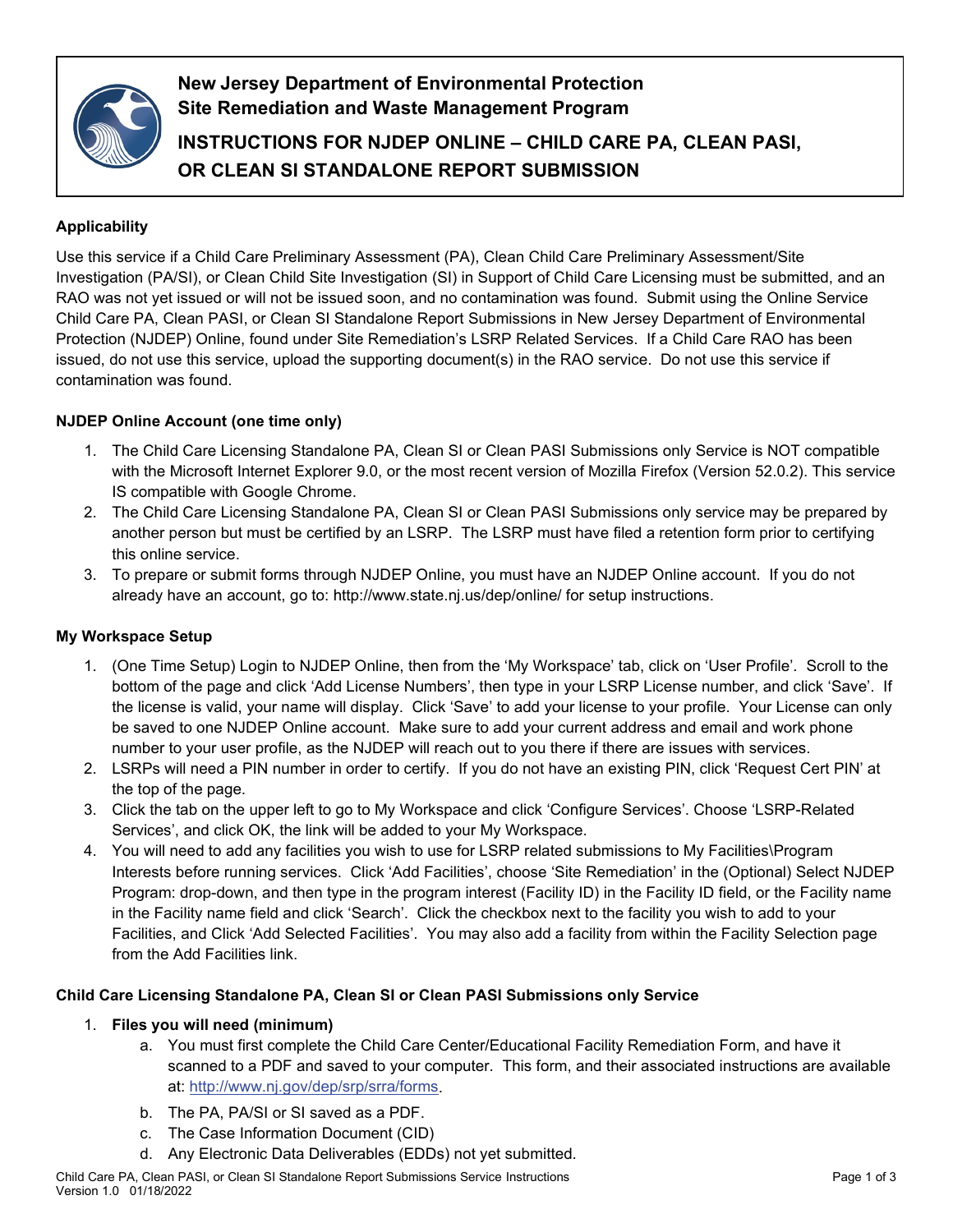# New Jersey Department of Environmental Protection
## Site Remediation and Waste Management Program
## INSTRUCTIONS FOR NJDEP ONLINE – CHILD CARE PA, CLEAN PASI, OR CLEAN SI STANDALONE REPORT SUBMISSION

### Applicability

Use this service if a Child Care Preliminary Assessment (PA), Clean Child Care Preliminary Assessment/Site Investigation (PA/SI), or Clean Child Site Investigation (SI) in Support of Child Care Licensing must be submitted, and an RAO was not yet issued or will not be issued soon, and no contamination was found. Submit using the Online Service Child Care PA, Clean PASI, or Clean SI Standalone Report Submissions in New Jersey Department of Environmental Protection (NJDEP) Online, found under Site Remediation's LSRP Related Services. If a Child Care RAO has been issued, do not use this service, upload the supporting document(s) in the RAO service. Do not use this service if contamination was found.

### NJDEP Online Account (one time only)

1. The Child Care Licensing Standalone PA, Clean SI or Clean PASI Submissions only Service is NOT compatible with the Microsoft Internet Explorer 9.0, or the most recent version of Mozilla Firefox (Version 52.0.2). This service IS compatible with Google Chrome.
2. The Child Care Licensing Standalone PA, Clean SI or Clean PASI Submissions only service may be prepared by another person but must be certified by an LSRP. The LSRP must have filed a retention form prior to certifying this online service.
3. To prepare or submit forms through NJDEP Online, you must have an NJDEP Online account. If you do not already have an account, go to: http://www.state.nj.us/dep/online/ for setup instructions.

### My Workspace Setup

1. (One Time Setup) Login to NJDEP Online, then from the 'My Workspace' tab, click on 'User Profile'. Scroll to the bottom of the page and click 'Add License Numbers', then type in your LSRP License number, and click 'Save'. If the license is valid, your name will display. Click 'Save' to add your license to your profile. Your License can only be saved to one NJDEP Online account. Make sure to add your current address and email and work phone number to your user profile, as the NJDEP will reach out to you there if there are issues with services.
2. LSRPs will need a PIN number in order to certify. If you do not have an existing PIN, click 'Request Cert PIN' at the top of the page.
3. Click the tab on the upper left to go to My Workspace and click 'Configure Services'. Choose 'LSRP-Related Services', and click OK, the link will be added to your My Workspace.
4. You will need to add any facilities you wish to use for LSRP related submissions to My Facilities\Program Interests before running services. Click 'Add Facilities', choose 'Site Remediation' in the (Optional) Select NJDEP Program: drop-down, and then type in the program interest (Facility ID) in the Facility ID field, or the Facility name in the Facility name field and click 'Search'. Click the checkbox next to the facility you wish to add to your Facilities, and Click 'Add Selected Facilities'. You may also add a facility from within the Facility Selection page from the Add Facilities link.

### Child Care Licensing Standalone PA, Clean SI or Clean PASI Submissions only Service

1. **Files you will need (minimum)**
   a. You must first complete the Child Care Center/Educational Facility Remediation Form, and have it scanned to a PDF and saved to your computer. This form, and their associated instructions are available at: [http://www.nj.gov/dep/srp/srra/forms](http://www.nj.gov/dep/srp/srra/forms).
   b. The PA, PA/SI or SI saved as a PDF.
   c. The Case Information Document (CID)
   d. Any Electronic Data Deliverables (EDDs) not yet submitted.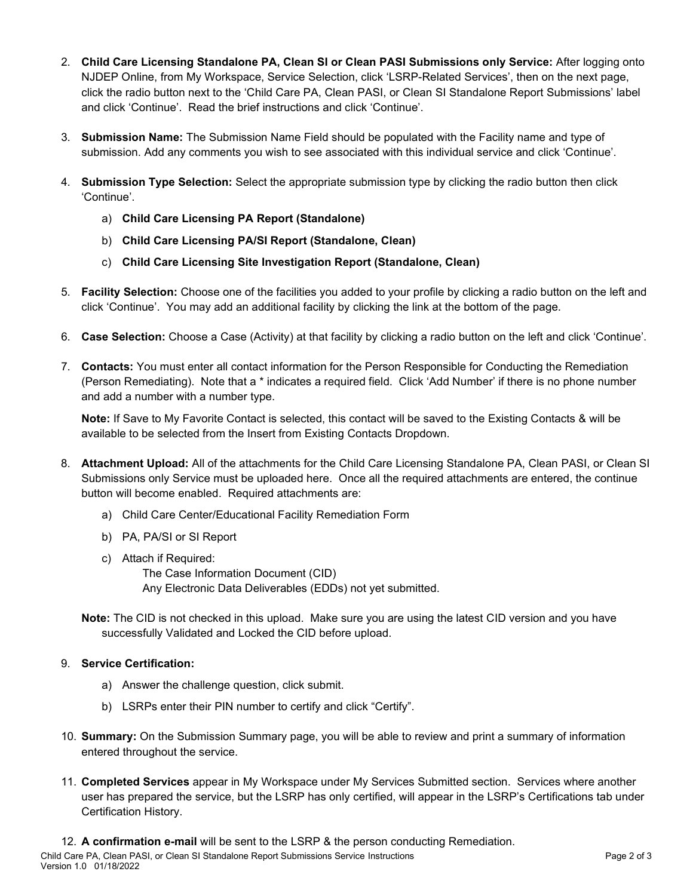2. **Child Care Licensing Standalone PA, Clean SI or Clean PASI Submissions only Service:** After logging onto NJDEP Online, from My Workspace, Service Selection, click 'LSRP-Related Services', then on the next page, click the radio button next to the 'Child Care PA, Clean PASI, or Clean SI Standalone Report Submissions' label and click 'Continue'. Read the brief instructions and click 'Continue'.

3. **Submission Name:** The Submission Name Field should be populated with the Facility name and type of submission. Add any comments you wish to see associated with this individual service and click 'Continue'.

4. **Submission Type Selection:** Select the appropriate submission type by clicking the radio button then click 'Continue'.

   a) **Child Care Licensing PA Report (Standalone)**

   b) **Child Care Licensing PA/SI Report (Standalone, Clean)**

   c) **Child Care Licensing Site Investigation Report (Standalone, Clean)**

5. **Facility Selection:** Choose one of the facilities you added to your profile by clicking a radio button on the left and click 'Continue'. You may add an additional facility by clicking the link at the bottom of the page.

6. **Case Selection:** Choose a Case (Activity) at that facility by clicking a radio button on the left and click 'Continue'.

7. **Contacts:** You must enter all contact information for the Person Responsible for Conducting the Remediation (Person Remediating). Note that a * indicates a required field. Click 'Add Number' if there is no phone number and add a number with a number type.

   **Note:** If Save to My Favorite Contact is selected, this contact will be saved to the Existing Contacts & will be available to be selected from the Insert from Existing Contacts Dropdown.

8. **Attachment Upload:** All of the attachments for the Child Care Licensing Standalone PA, Clean PASI, or Clean SI Submissions only Service must be uploaded here. Once all the required attachments are entered, the continue button will become enabled. Required attachments are:

   a) Child Care Center/Educational Facility Remediation Form

   b) PA, PA/SI or SI Report

   c) Attach if Required:
      The Case Information Document (CID)
      Any Electronic Data Deliverables (EDDs) not yet submitted.

   **Note:** The CID is not checked in this upload. Make sure you are using the latest CID version and you have successfully Validated and Locked the CID before upload.

9. **Service Certification:**

   a) Answer the challenge question, click submit.

   b) LSRPs enter their PIN number to certify and click "Certify".

10. **Summary:** On the Submission Summary page, you will be able to review and print a summary of information entered throughout the service.

11. **Completed Services** appear in My Workspace under My Services Submitted section. Services where another user has prepared the service, but the LSRP has only certified, will appear in the LSRP's Certifications tab under Certification History.

12. **A confirmation e-mail** will be sent to the LSRP & the person conducting Remediation.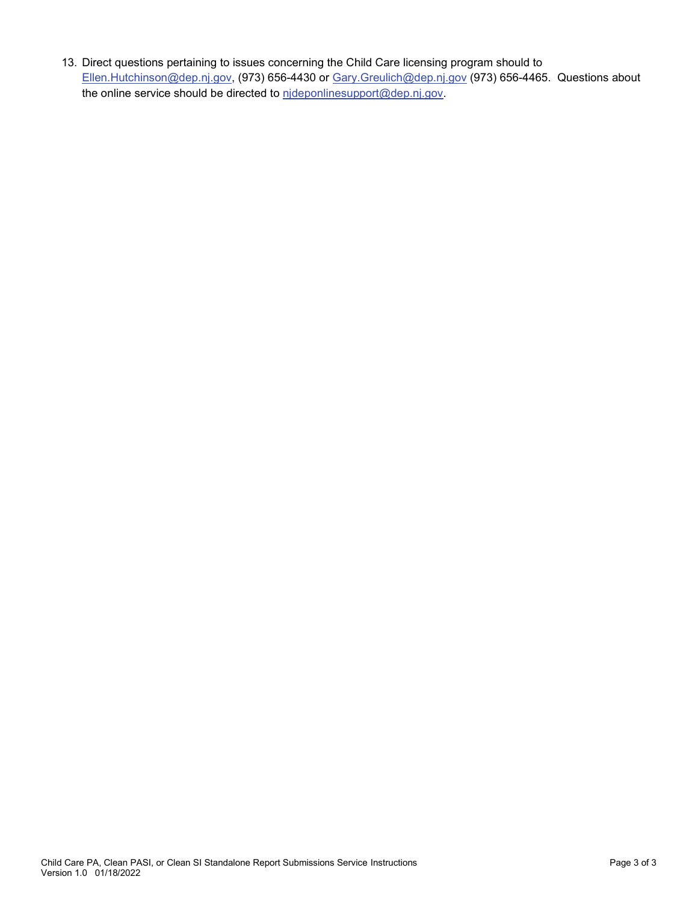13. Direct questions pertaining to issues concerning the Child Care licensing program should to [Ellen.Hutchinson@dep.nj.gov](mailto:Ellen.Hutchinson@dep.nj.gov), (973) 656-4430 or [Gary.Greulich@dep.nj.gov](mailto:Gary.Greulich@dep.nj.gov) (973) 656-4465. Questions about the online service should be directed to [njdeponlinesupport@dep.nj.gov](mailto:njdeponlinesupport@dep.nj.gov).